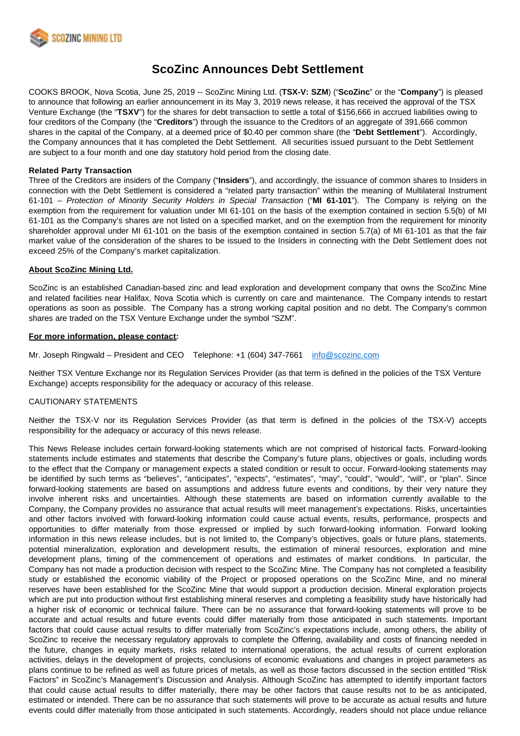# ScoZinc Announces Debt Settlement

COOKS BROOK, Nova Scotia, June 25, 2019 -- ScoZinc Mining Ltd. (**TSX-V: SZM**) ("**ScoZinc**" or the "**Company**") is pleased to announce that following an earlier announcement in its May 3, 2019 news release, it has received the approval of the TSX Venture Exchange (the "**TSXV**") for the shares for debt transaction to settle a total of $156,666 in accrued liabilities owing to four creditors of the Company (the "**Creditors**") through the issuance to the Creditors of an aggregate of 391,666 common shares in the capital of the Company, at a deemed price of $0.40 per common share (the "**Debt Settlement**"). Accordingly, the Company announces that it has completed the Debt Settlement. All securities issued pursuant to the Debt Settlement are subject to a four month and one day statutory hold period from the closing date.

**Related Party Transaction**

Three of the Creditors are insiders of the Company ("**Insiders**"), and accordingly, the issuance of common shares to Insiders in connection with the Debt Settlement is considered a "related party transaction" within the meaning of Multilateral Instrument 61-101 – *Protection of Minority Security Holders in Special Transaction* ("**MI 61-101**"). The Company is relying on the exemption from the requirement for valuation under MI 61-101 on the basis of the exemption contained in section 5.5(b) of MI 61-101 as the Company's shares are not listed on a specified market, and on the exemption from the requirement for minority shareholder approval under MI 61-101 on the basis of the exemption contained in section 5.7(a) of MI 61-101 as that the fair market value of the consideration of the shares to be issued to the Insiders in connecting with the Debt Settlement does not exceed 25% of the Company's market capitalization.

**About ScoZinc Mining Ltd.**

ScoZinc is an established Canadian-based zinc and lead exploration and development company that owns the ScoZinc Mine and related facilities near Halifax, Nova Scotia which is currently on care and maintenance. The Company intends to restart operations as soon as possible. The Company has a strong working capital position and no debt. The Company's common shares are traded on the TSX Venture Exchange under the symbol "SZM".

**For more information, please contact:**

Mr. Joseph Ringwald – President and CEO Telephone: +1 (604) 347-7661 info@scozinc.com

Neither TSX Venture Exchange nor its Regulation Services Provider (as that term is defined in the policies of the TSX Venture Exchange) accepts responsibility for the adequacy or accuracy of this release.

CAUTIONARY STATEMENTS

Neither the TSX-V nor its Regulation Services Provider (as that term is defined in the policies of the TSX-V) accepts responsibility for the adequacy or accuracy of this news release.

This News Release includes certain forward-looking statements which are not comprised of historical facts. Forward-looking statements include estimates and statements that describe the Company's future plans, objectives or goals, including words to the effect that the Company or management expects a stated condition or result to occur. Forward-looking statements may be identified by such terms as "believes", "anticipates", "expects", "estimates", "may", "could", "would", "will", or "plan". Since forward-looking statements are based on assumptions and address future events and conditions, by their very nature they involve inherent risks and uncertainties. Although these statements are based on information currently available to the Company, the Company provides no assurance that actual results will meet management's expectations. Risks, uncertainties and other factors involved with forward-looking information could cause actual events, results, performance, prospects and opportunities to differ materially from those expressed or implied by such forward-looking information. Forward looking information in this news release includes, but is not limited to, the Company's objectives, goals or future plans, statements, potential mineralization, exploration and development results, the estimation of mineral resources, exploration and mine development plans, timing of the commencement of operations and estimates of market conditions. In particular, the Company has not made a production decision with respect to the ScoZinc Mine. The Company has not completed a feasibility study or established the economic viability of the Project or proposed operations on the ScoZinc Mine, and no mineral reserves have been established for the ScoZinc Mine that would support a production decision. Mineral exploration projects which are put into production without first establishing mineral reserves and completing a feasibility study have historically had a higher risk of economic or technical failure. There can be no assurance that forward-looking statements will prove to be accurate and actual results and future events could differ materially from those anticipated in such statements. Important factors that could cause actual results to differ materially from ScoZinc's expectations include, among others, the ability of ScoZinc to receive the necessary regulatory approvals to complete the Offering, availability and costs of financing needed in the future, changes in equity markets, risks related to international operations, the actual results of current exploration activities, delays in the development of projects, conclusions of economic evaluations and changes in project parameters as plans continue to be refined as well as future prices of metals, as well as those factors discussed in the section entitled "Risk Factors" in ScoZinc's Management's Discussion and Analysis. Although ScoZinc has attempted to identify important factors that could cause actual results to differ materially, there may be other factors that cause results not to be as anticipated, estimated or intended. There can be no assurance that such statements will prove to be accurate as actual results and future events could differ materially from those anticipated in such statements. Accordingly, readers should not place undue reliance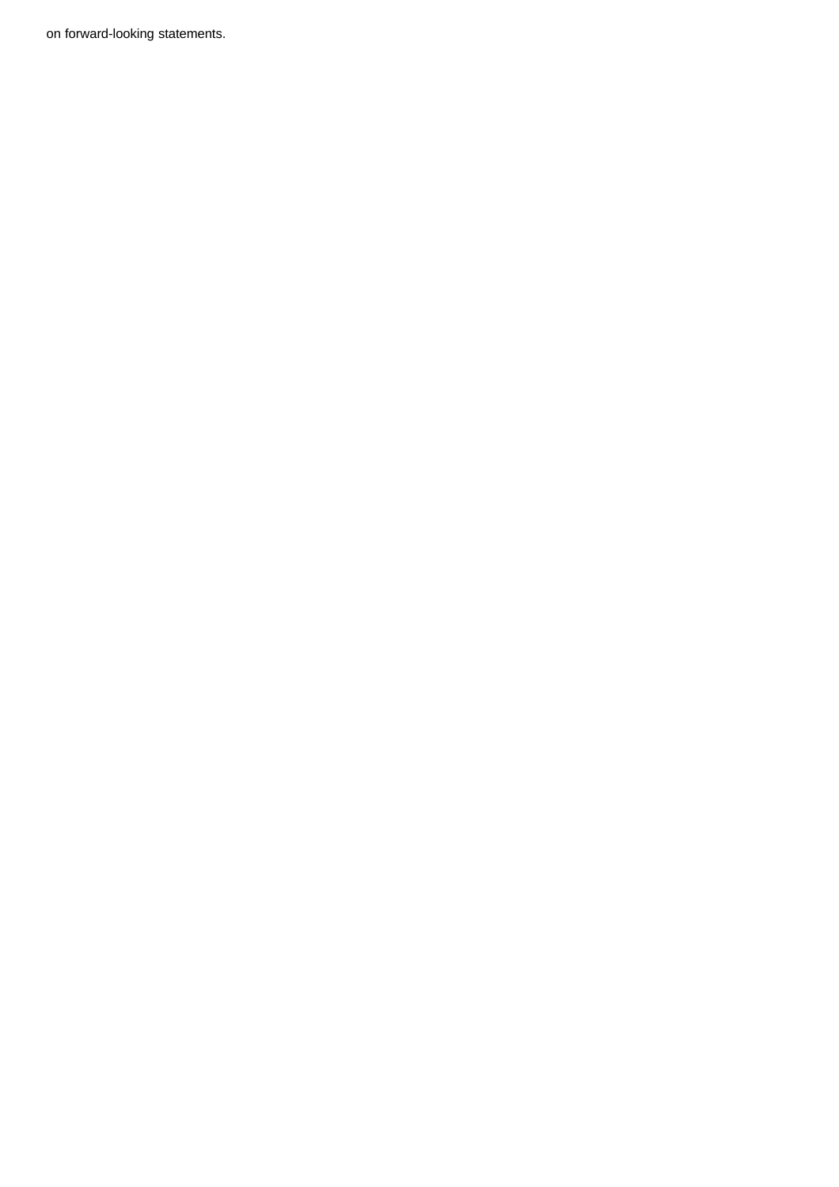on forward-looking statements.